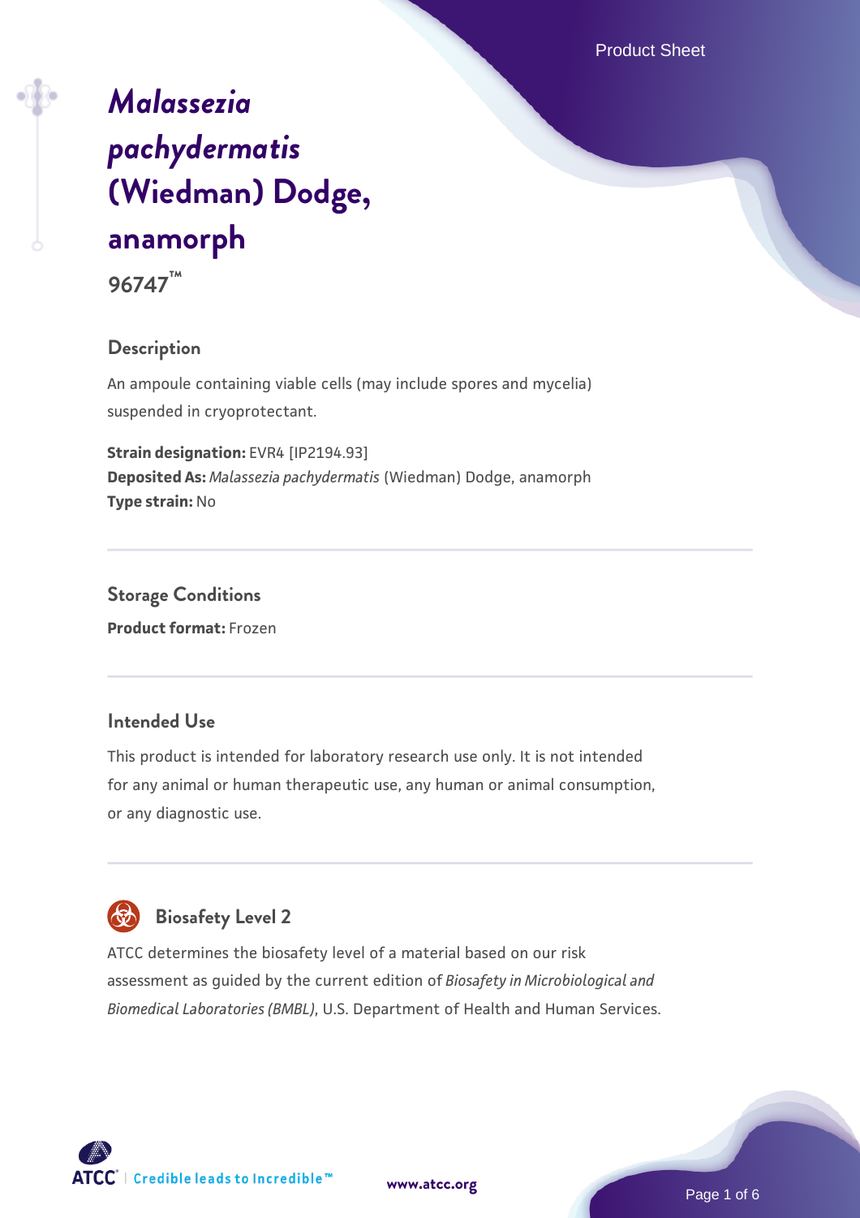# *Malassezia pachydermatis* (Wiedman) Dodge, anamorph

**96747™**

## Description

An ampoule containing viable cells (may include spores and mycelia) suspended in cryoprotectant.

**Strain designation:** EVR4 [IP2194.93]
**Deposited As:** *Malassezia pachydermatis* (Wiedman) Dodge, anamorph
**Type strain:** No

## Storage Conditions

**Product format:** Frozen

## Intended Use

This product is intended for laboratory research use only. It is not intended for any animal or human therapeutic use, any human or animal consumption, or any diagnostic use.

## Biosafety Level 2

ATCC determines the biosafety level of a material based on our risk assessment as guided by the current edition of *Biosafety in Microbiological and Biomedical Laboratories (BMBL)*, U.S. Department of Health and Human Services.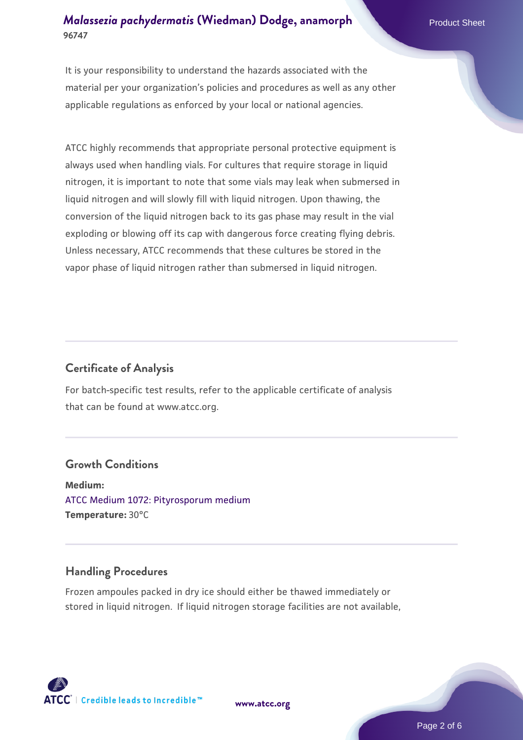It is your responsibility to understand the hazards associated with the material per your organization's policies and procedures as well as any other applicable regulations as enforced by your local or national agencies.

ATCC highly recommends that appropriate personal protective equipment is always used when handling vials. For cultures that require storage in liquid nitrogen, it is important to note that some vials may leak when submersed in liquid nitrogen and will slowly fill with liquid nitrogen. Upon thawing, the conversion of the liquid nitrogen back to its gas phase may result in the vial exploding or blowing off its cap with dangerous force creating flying debris. Unless necessary, ATCC recommends that these cultures be stored in the vapor phase of liquid nitrogen rather than submersed in liquid nitrogen.

## Certificate of Analysis

For batch-specific test results, refer to the applicable certificate of analysis that can be found at www.atcc.org.

## Growth Conditions

**Medium:**
ATCC Medium 1072: Pityrosporum medium
**Temperature:** 30°C

## Handling Procedures

Frozen ampoules packed in dry ice should either be thawed immediately or stored in liquid nitrogen. If liquid nitrogen storage facilities are not available,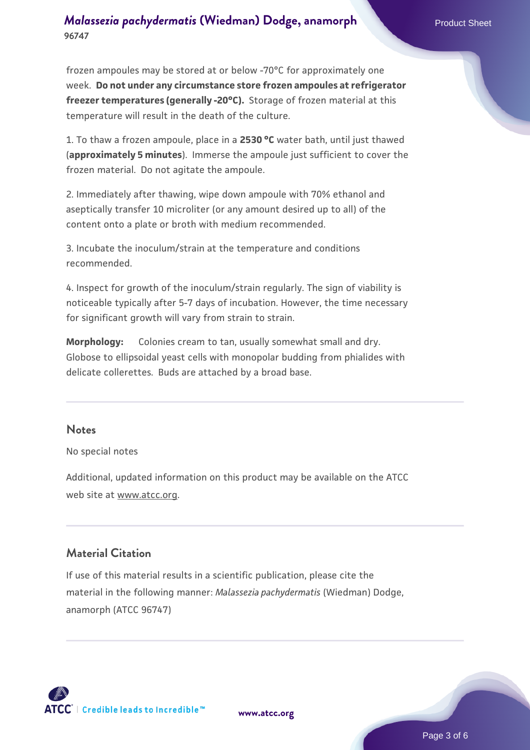frozen ampoules may be stored at or below -70°C for approximately one week. **Do not under any circumstance store frozen ampoules at refrigerator freezer temperatures (generally -20°C).** Storage of frozen material at this temperature will result in the death of the culture.

1. To thaw a frozen ampoule, place in a **2530 °C** water bath, until just thawed (**approximately 5 minutes**). Immerse the ampoule just sufficient to cover the frozen material. Do not agitate the ampoule.

2. Immediately after thawing, wipe down ampoule with 70% ethanol and aseptically transfer 10 microliter (or any amount desired up to all) of the content onto a plate or broth with medium recommended.

3. Incubate the inoculum/strain at the temperature and conditions recommended.

4. Inspect for growth of the inoculum/strain regularly. The sign of viability is noticeable typically after 5-7 days of incubation. However, the time necessary for significant growth will vary from strain to strain.

**Morphology:** Colonies cream to tan, usually somewhat small and dry. Globose to ellipsoidal yeast cells with monopolar budding from phialides with delicate collerettes. Buds are attached by a broad base.

## Notes

No special notes

Additional, updated information on this product may be available on the ATCC web site at www.atcc.org.

## Material Citation

If use of this material results in a scientific publication, please cite the material in the following manner: *Malassezia pachydermatis* (Wiedman) Dodge, anamorph (ATCC 96747)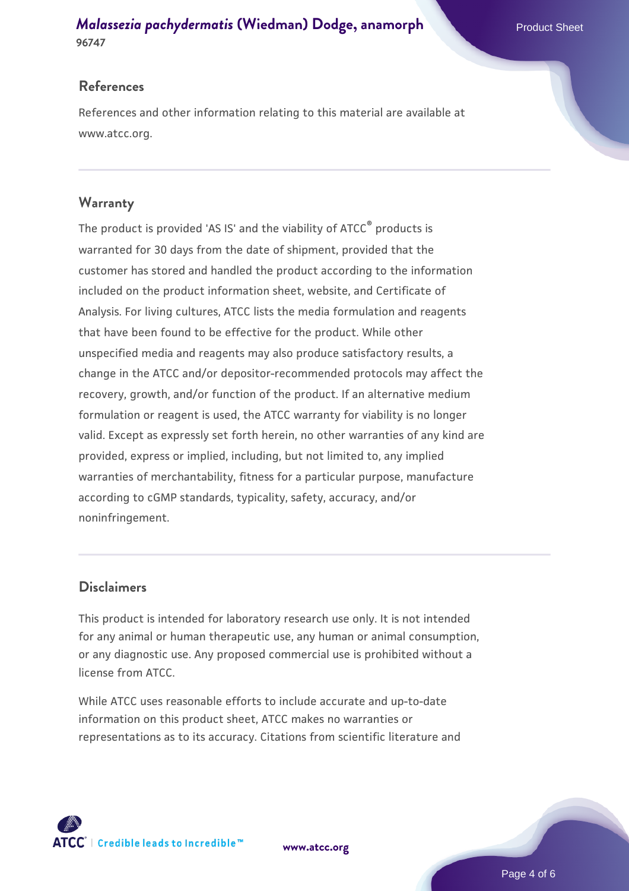## References

References and other information relating to this material are available at www.atcc.org.

## Warranty

The product is provided 'AS IS' and the viability of ATCC® products is warranted for 30 days from the date of shipment, provided that the customer has stored and handled the product according to the information included on the product information sheet, website, and Certificate of Analysis. For living cultures, ATCC lists the media formulation and reagents that have been found to be effective for the product. While other unspecified media and reagents may also produce satisfactory results, a change in the ATCC and/or depositor-recommended protocols may affect the recovery, growth, and/or function of the product. If an alternative medium formulation or reagent is used, the ATCC warranty for viability is no longer valid. Except as expressly set forth herein, no other warranties of any kind are provided, express or implied, including, but not limited to, any implied warranties of merchantability, fitness for a particular purpose, manufacture according to cGMP standards, typicality, safety, accuracy, and/or noninfringement.

## Disclaimers

This product is intended for laboratory research use only. It is not intended for any animal or human therapeutic use, any human or animal consumption, or any diagnostic use. Any proposed commercial use is prohibited without a license from ATCC.

While ATCC uses reasonable efforts to include accurate and up-to-date information on this product sheet, ATCC makes no warranties or representations as to its accuracy. Citations from scientific literature and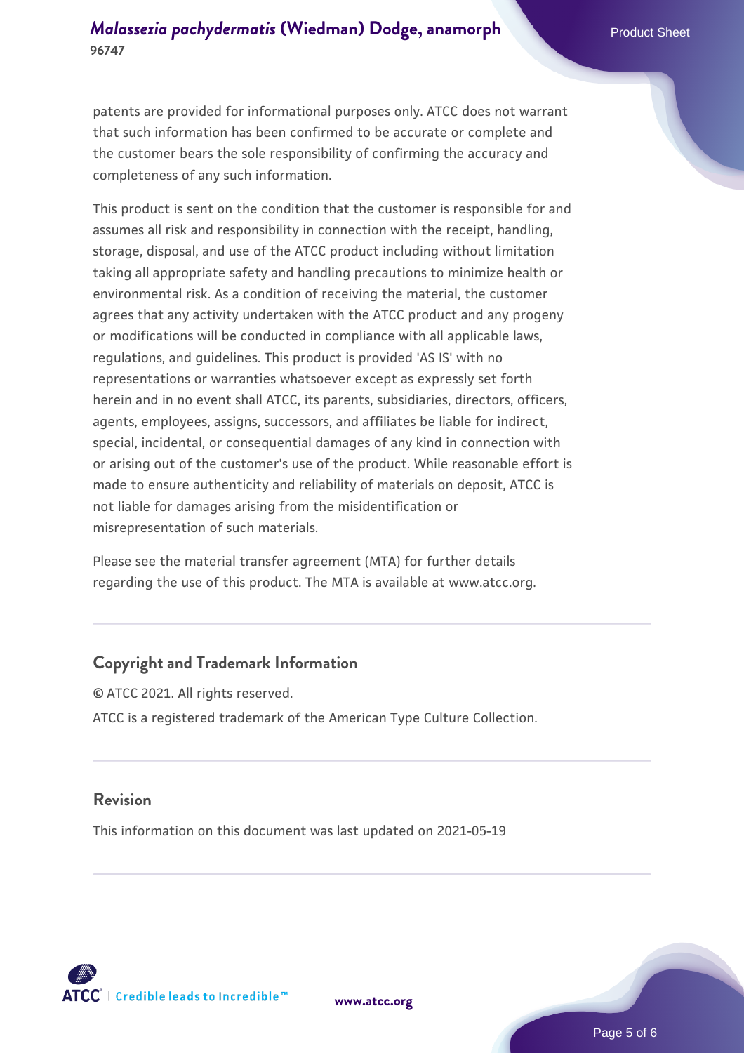patents are provided for informational purposes only. ATCC does not warrant that such information has been confirmed to be accurate or complete and the customer bears the sole responsibility of confirming the accuracy and completeness of any such information.

This product is sent on the condition that the customer is responsible for and assumes all risk and responsibility in connection with the receipt, handling, storage, disposal, and use of the ATCC product including without limitation taking all appropriate safety and handling precautions to minimize health or environmental risk. As a condition of receiving the material, the customer agrees that any activity undertaken with the ATCC product and any progeny or modifications will be conducted in compliance with all applicable laws, regulations, and guidelines. This product is provided 'AS IS' with no representations or warranties whatsoever except as expressly set forth herein and in no event shall ATCC, its parents, subsidiaries, directors, officers, agents, employees, assigns, successors, and affiliates be liable for indirect, special, incidental, or consequential damages of any kind in connection with or arising out of the customer's use of the product. While reasonable effort is made to ensure authenticity and reliability of materials on deposit, ATCC is not liable for damages arising from the misidentification or misrepresentation of such materials.

Please see the material transfer agreement (MTA) for further details regarding the use of this product. The MTA is available at www.atcc.org.

## Copyright and Trademark Information

© ATCC 2021. All rights reserved.

ATCC is a registered trademark of the American Type Culture Collection.

## Revision

This information on this document was last updated on 2021-05-19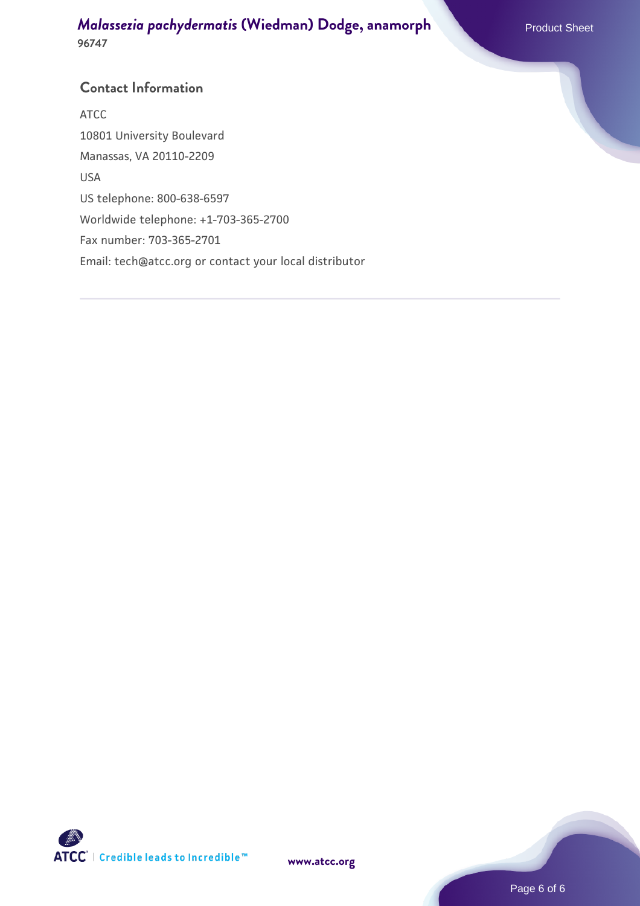## Contact Information

ATCC

10801 University Boulevard

Manassas, VA 20110-2209

USA

US telephone: 800-638-6597

Worldwide telephone: +1-703-365-2700

Fax number: 703-365-2701

Email: tech@atcc.org or contact your local distributor